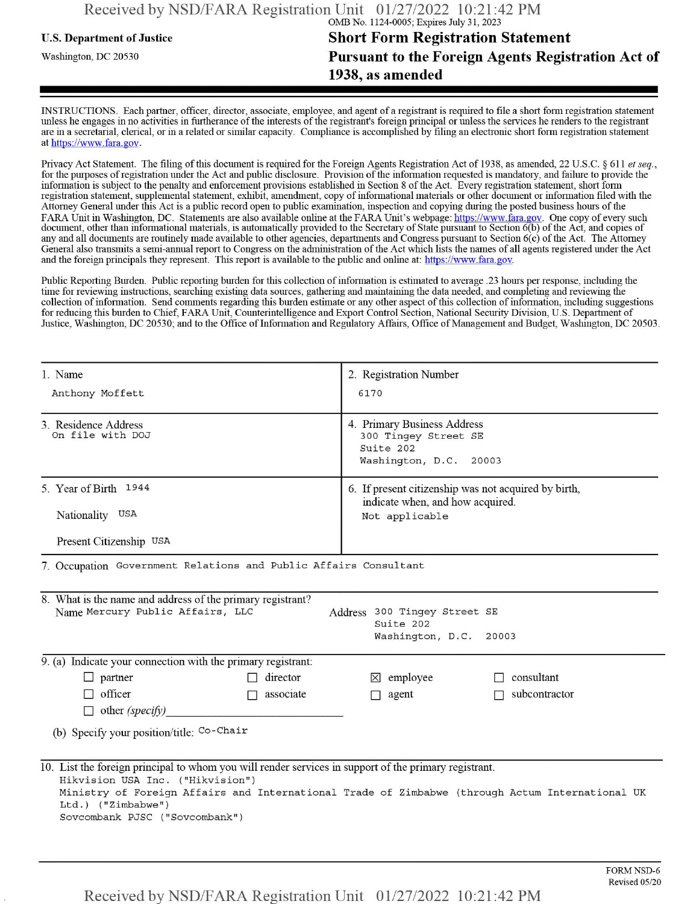U.S. Department of Justice

Washington, DC 20530

OMB No. 1124-0005; Expires July 31, 2023

# Short Form Registration Statement Pursuant to the Foreign Agents Registration Act of 1938, as amended

INSTRUCTIONS. Each partner, officer, director, associate, employee, and agent of a registrant is required to file a short form registration statement unless he engages in no activities in furtherance of the interests of the registrant's foreign principal or unless the services he renders to the registrant are in a secretarial, clerical, or in a related or similar capacity. Compliance is accomplished by filing an electronic short form registration statement at https://www.fara.gov.

Privacy Act Statement. The filing of this document is required for the Foreign Agents Registration Act of 1938, as amended, 22 U.S.C. § 611 *et seq.*, for the purposes of registration under the Act and public disclosure. Provision of the information requested is mandatory, and failure to provide the information is subject to the penalty and enforcement provisions established in Section 8 of the Act. Every registration statement, short form registration statement, supplemental statement, exhibit, amendment, copy of informational materials or other document or information filed with the Attorney General under this Act is a public record open to public examination, inspection and copying during the posted business hours of the FARA Unit in Washington, DC. Statements are also available online at the FARA Unit's webpage: https://www.fara.gov. One copy of every such document, other than informational materials, is automatically provided to the Secretary of State pursuant to Section 6(b) of the Act, and copies of any and all documents are routinely made available to other agencies, departments and Congress pursuant to Section 6(c) of the Act. The Attorney General also transmits a semi-annual report to Congress on the administration of the Act which lists the names of all agents registered under the Act and the foreign principals they represent. This report is available to the public and online at: https://www.fara.gov.

Public Reporting Burden. Public reporting burden for this collection of information is estimated to average .23 hours per response, including the time for reviewing instructions, searching existing data sources, gathering and maintaining the data needed, and completing and reviewing the collection of information. Send comments regarding this burden estimate or any other aspect of this collection of information, including suggestions for reducing this burden to Chief, FARA Unit, Counterintelligence and Export Control Section, National Security Division, U.S. Department of Justice, Washington, DC 20530; and to the Office of Information and Regulatory Affairs, Office of Management and Budget, Washington, DC 20503.

| 1. Name | 2. Registration Number |
|---|---|
| Anthony Moffett | 6170 |
| **3. Residence Address** | **4. Primary Business Address** |
| On file with DOJ | 300 Tingey Street SE<br>Suite 202<br>Washington, D.C. 20003 |
| 5. Year of Birth 1944<br>Nationality USA<br>Present Citizenship USA | 6. If present citizenship was not acquired by birth, indicate when, and how acquired.<br>Not applicable |

7. Occupation Government Relations and Public Affairs Consultant

8. What is the name and address of the primary registrant?

Name Mercury Public Affairs, LLC

Address 300 Tingey Street SE
Suite 202
Washington, D.C. 20003

9. (a) Indicate your connection with the primary registrant:

- ☐ partner
- ☐ director
- ☒ employee
- ☐ consultant
- ☐ officer
- ☐ associate
- ☐ agent
- ☐ subcontractor
- ☐ other *(specify)* ____________

(b) Specify your position/title: Co-Chair

10. List the foreign principal to whom you will render services in support of the primary registrant.

Hikvision USA Inc. ("Hikvision")
Ministry of Foreign Affairs and International Trade of Zimbabwe (through Actum International UK Ltd.) ("Zimbabwe")
Sovcombank PJSC ("Sovcombank")

FORM NSD-6
Revised 05/20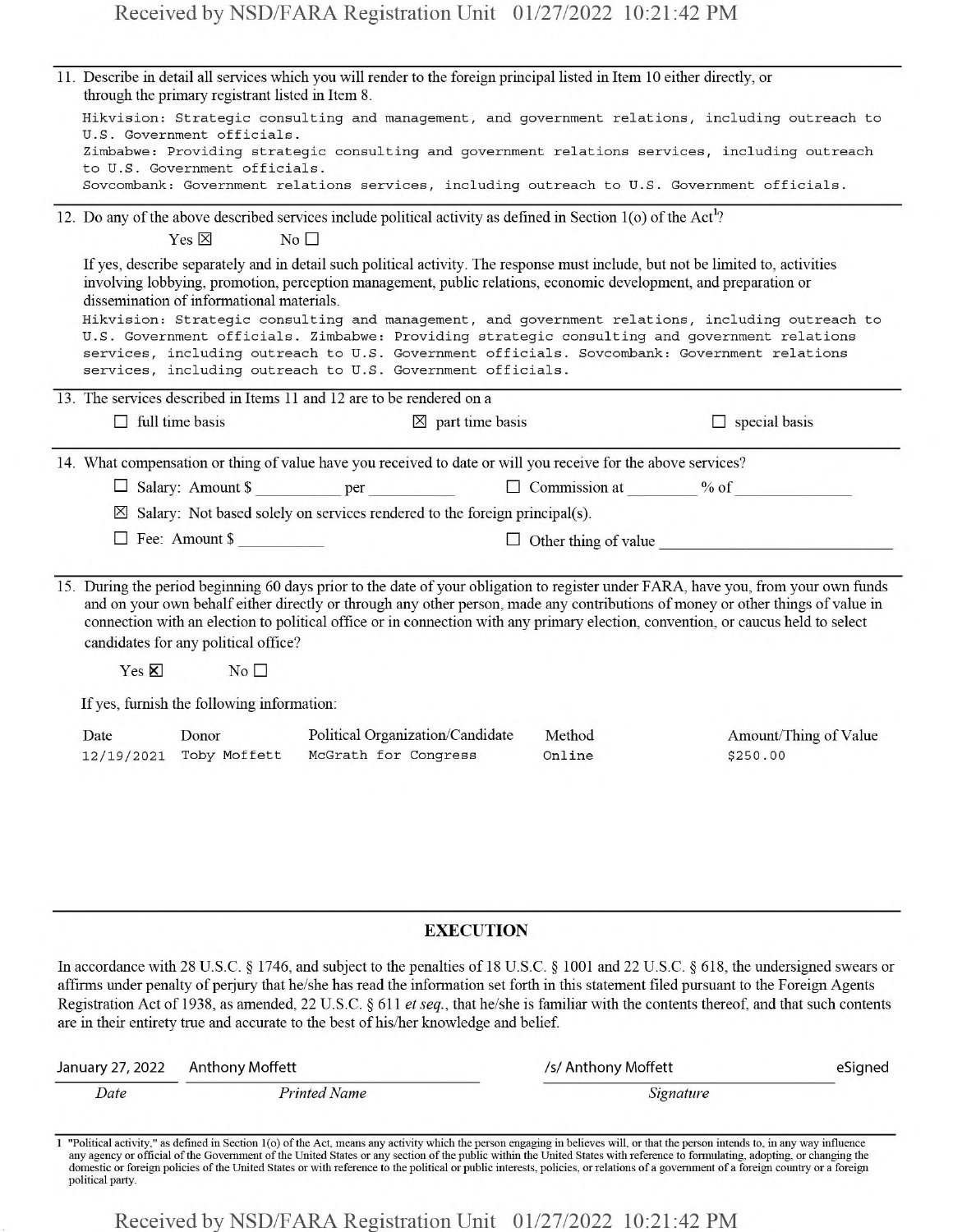11. Describe in detail all services which you will render to the foreign principal listed in Item 10 either directly, or through the primary registrant listed in Item 8.

```
Hikvision: Strategic consulting and management, and government relations, including outreach to
U.S. Government officials.
Zimbabwe: Providing strategic consulting and government relations services, including outreach
to U.S. Government officials.
Sovcombank: Government relations services, including outreach to U.S. Government officials.
```

12. Do any of the above described services include political activity as defined in Section 1(o) of the Act[1]?

Yes ☒ No ☐

If yes, describe separately and in detail such political activity. The response must include, but not be limited to, activities involving lobbying, promotion, perception management, public relations, economic development, and preparation or dissemination of informational materials.

```
Hikvision: Strategic consulting and management, and government relations, including outreach to
U.S. Government officials. Zimbabwe: Providing strategic consulting and government relations
services, including outreach to U.S. Government officials. Sovcombank: Government relations
services, including outreach to U.S. Government officials.
```

13. The services described in Items 11 and 12 are to be rendered on a

☐ full time basis ☒ part time basis ☐ special basis

14. What compensation or thing of value have you received to date or will you receive for the above services?

☐ Salary: Amount $ __________ per __________ ☐ Commission at ________ % of ______________

☒ Salary: Not based solely on services rendered to the foreign principal(s).

☐ Fee: Amount $ __________ ☐ Other thing of value ____________________________

15. During the period beginning 60 days prior to the date of your obligation to register under FARA, have you, from your own funds and on your own behalf either directly or through any other person, made any contributions of money or other things of value in connection with an election to political office or in connection with any primary election, convention, or caucus held to select candidates for any political office?

Yes ☒ No ☐

If yes, furnish the following information:

| Date | Donor | Political Organization/Candidate | Method | Amount/Thing of Value |
|---|---|---|---|---|
| 12/19/2021 | Toby Moffett | McGrath for Congress | Online | $250.00 |

## EXECUTION

In accordance with 28 U.S.C. § 1746, and subject to the penalties of 18 U.S.C. § 1001 and 22 U.S.C. § 618, the undersigned swears or affirms under penalty of perjury that he/she has read the information set forth in this statement filed pursuant to the Foreign Agents Registration Act of 1938, as amended, 22 U.S.C. § 611 *et seq.*, that he/she is familiar with the contents thereof, and that such contents are in their entirety true and accurate to the best of his/her knowledge and belief.

| January 27, 2022 | Anthony Moffett | /s/ Anthony Moffett | eSigned |
|---|---|---|---|
| *Date* | *Printed Name* | *Signature* | |

1 "Political activity," as defined in Section 1(o) of the Act, means any activity which the person engaging in believes will, or that the person intends to, in any way influence any agency or official of the Government of the United States or any section of the public within the United States with reference to formulating, adopting, or changing the domestic or foreign policies of the United States or with reference to the political or public interests, policies, or relations of a government of a foreign country or a foreign political party.